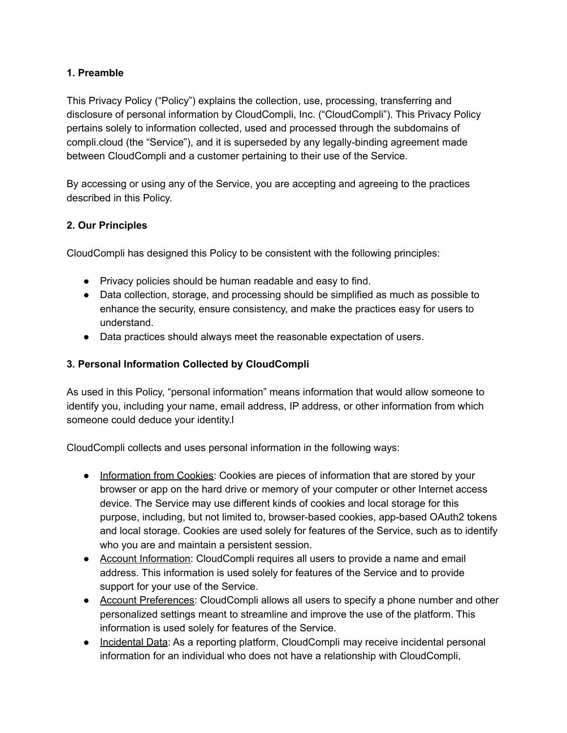**1. Preamble**

This Privacy Policy ("Policy") explains the collection, use, processing, transferring and disclosure of personal information by CloudCompli, Inc. ("CloudCompli"). This Privacy Policy pertains solely to information collected, used and processed through the subdomains of compli.cloud (the "Service"), and it is superseded by any legally-binding agreement made between CloudCompli and a customer pertaining to their use of the Service.

By accessing or using any of the Service, you are accepting and agreeing to the practices described in this Policy.

**2. Our Principles**

CloudCompli has designed this Policy to be consistent with the following principles:

- Privacy policies should be human readable and easy to find.
- Data collection, storage, and processing should be simplified as much as possible to enhance the security, ensure consistency, and make the practices easy for users to understand.
- Data practices should always meet the reasonable expectation of users.

**3. Personal Information Collected by CloudCompli**

As used in this Policy, "personal information" means information that would allow someone to identify you, including your name, email address, IP address, or other information from which someone could deduce your identity.l

CloudCompli collects and uses personal information in the following ways:

- Information from Cookies: Cookies are pieces of information that are stored by your browser or app on the hard drive or memory of your computer or other Internet access device. The Service may use different kinds of cookies and local storage for this purpose, including, but not limited to, browser-based cookies, app-based OAuth2 tokens and local storage. Cookies are used solely for features of the Service, such as to identify who you are and maintain a persistent session.
- Account Information: CloudCompli requires all users to provide a name and email address. This information is used solely for features of the Service and to provide support for your use of the Service.
- Account Preferences: CloudCompli allows all users to specify a phone number and other personalized settings meant to streamline and improve the use of the platform. This information is used solely for features of the Service.
- Incidental Data: As a reporting platform, CloudCompli may receive incidental personal information for an individual who does not have a relationship with CloudCompli,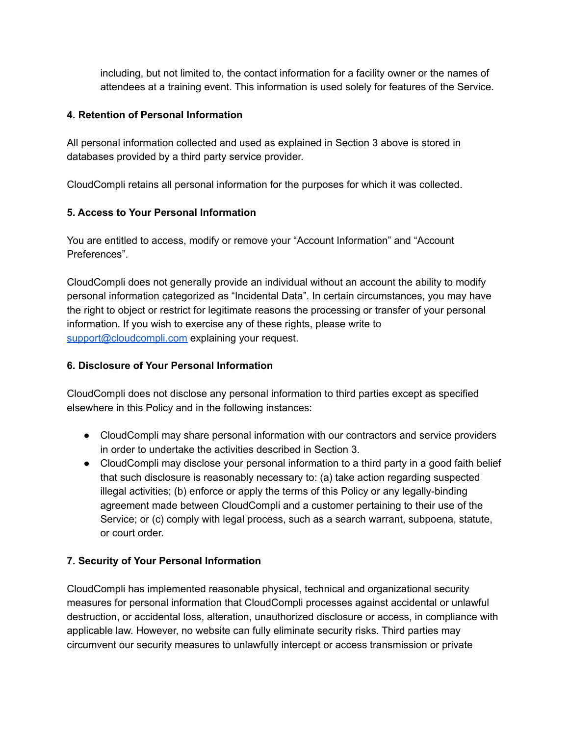including, but not limited to, the contact information for a facility owner or the names of attendees at a training event. This information is used solely for features of the Service.

**4. Retention of Personal Information**

All personal information collected and used as explained in Section 3 above is stored in databases provided by a third party service provider.

CloudCompli retains all personal information for the purposes for which it was collected.

**5. Access to Your Personal Information**

You are entitled to access, modify or remove your "Account Information" and "Account Preferences".

CloudCompli does not generally provide an individual without an account the ability to modify personal information categorized as "Incidental Data". In certain circumstances, you may have the right to object or restrict for legitimate reasons the processing or transfer of your personal information. If you wish to exercise any of these rights, please write to support@cloudcompli.com explaining your request.

**6. Disclosure of Your Personal Information**

CloudCompli does not disclose any personal information to third parties except as specified elsewhere in this Policy and in the following instances:

- CloudCompli may share personal information with our contractors and service providers in order to undertake the activities described in Section 3.
- CloudCompli may disclose your personal information to a third party in a good faith belief that such disclosure is reasonably necessary to: (a) take action regarding suspected illegal activities; (b) enforce or apply the terms of this Policy or any legally-binding agreement made between CloudCompli and a customer pertaining to their use of the Service; or (c) comply with legal process, such as a search warrant, subpoena, statute, or court order.

**7. Security of Your Personal Information**

CloudCompli has implemented reasonable physical, technical and organizational security measures for personal information that CloudCompli processes against accidental or unlawful destruction, or accidental loss, alteration, unauthorized disclosure or access, in compliance with applicable law. However, no website can fully eliminate security risks. Third parties may circumvent our security measures to unlawfully intercept or access transmission or private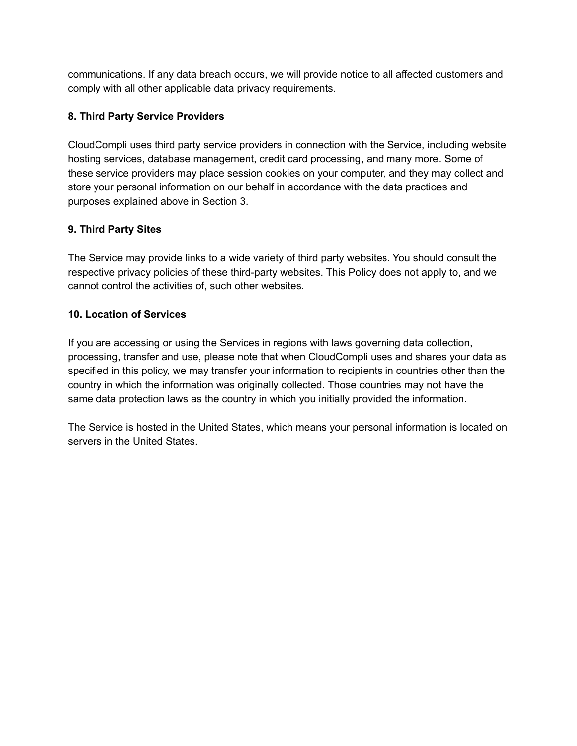communications. If any data breach occurs, we will provide notice to all affected customers and comply with all other applicable data privacy requirements.

**8. Third Party Service Providers**

CloudCompli uses third party service providers in connection with the Service, including website hosting services, database management, credit card processing, and many more. Some of these service providers may place session cookies on your computer, and they may collect and store your personal information on our behalf in accordance with the data practices and purposes explained above in Section 3.

**9. Third Party Sites**

The Service may provide links to a wide variety of third party websites. You should consult the respective privacy policies of these third-party websites. This Policy does not apply to, and we cannot control the activities of, such other websites.

**10. Location of Services**

If you are accessing or using the Services in regions with laws governing data collection, processing, transfer and use, please note that when CloudCompli uses and shares your data as specified in this policy, we may transfer your information to recipients in countries other than the country in which the information was originally collected. Those countries may not have the same data protection laws as the country in which you initially provided the information.

The Service is hosted in the United States, which means your personal information is located on servers in the United States.